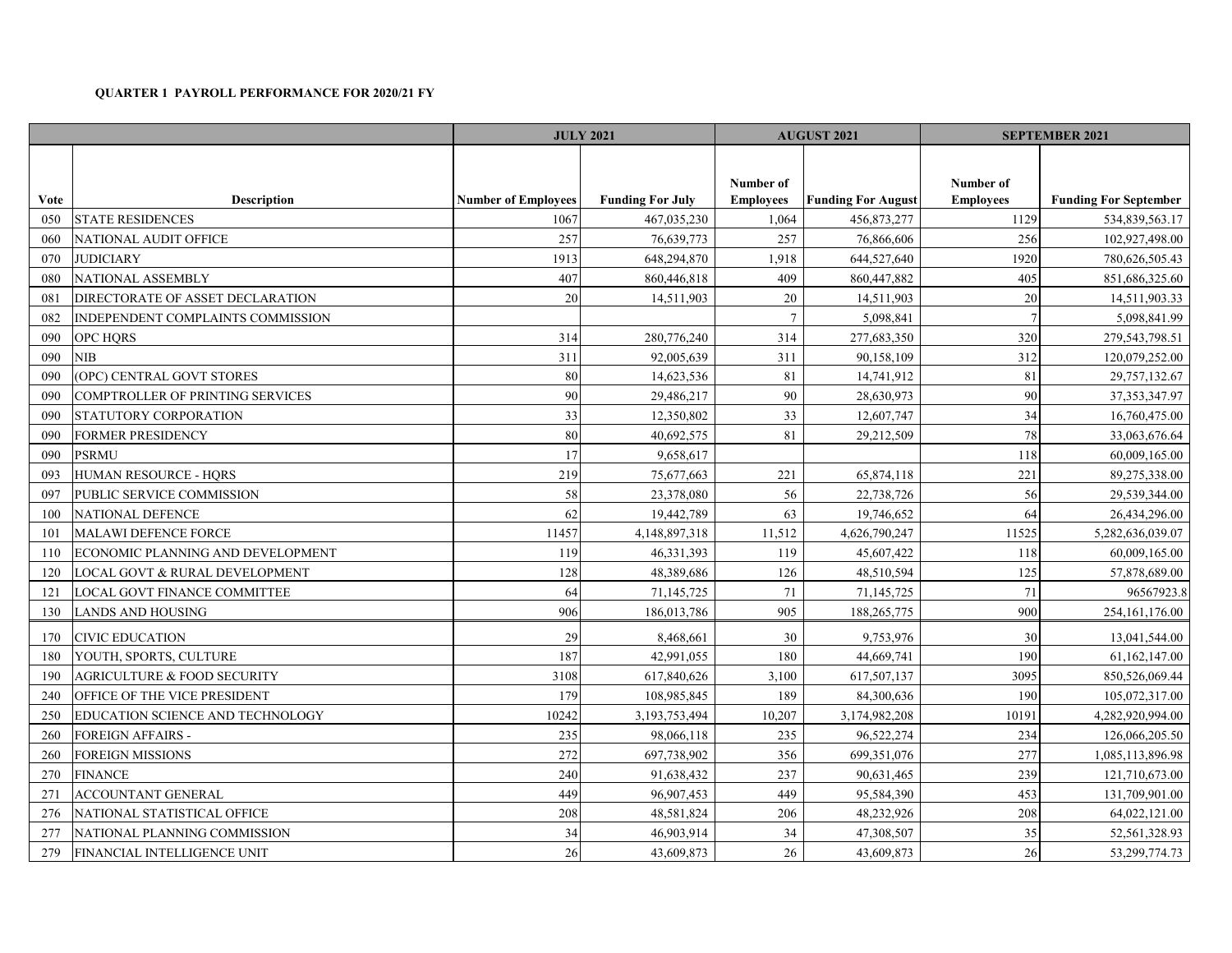**QUARTER 1 PAYROLL PERFORMANCE FOR 2020/21 FY**

| | | JULY 2021 | | AUGUST 2021 | | SEPTEMBER 2021 | |
|---|---|---|---|---|---|---|---|
| Vote | Description | Number of Employees | Funding For July | Number of Employees | Funding For August | Number of Employees | Funding For September |
| 050 | STATE RESIDENCES | 1067 | 467,035,230 | 1,064 | 456,873,277 | 1129 | 534,839,563.17 |
| 060 | NATIONAL AUDIT OFFICE | 257 | 76,639,773 | 257 | 76,866,606 | 256 | 102,927,498.00 |
| 070 | JUDICIARY | 1913 | 648,294,870 | 1,918 | 644,527,640 | 1920 | 780,626,505.43 |
| 080 | NATIONAL ASSEMBLY | 407 | 860,446,818 | 409 | 860,447,882 | 405 | 851,686,325.60 |
| 081 | DIRECTORATE OF ASSET DECLARATION | 20 | 14,511,903 | 20 | 14,511,903 | 20 | 14,511,903.33 |
| 082 | INDEPENDENT COMPLAINTS COMMISSION | | | 7 | 5,098,841 | 7 | 5,098,841.99 |
| 090 | OPC HQRS | 314 | 280,776,240 | 314 | 277,683,350 | 320 | 279,543,798.51 |
| 090 | NIB | 311 | 92,005,639 | 311 | 90,158,109 | 312 | 120,079,252.00 |
| 090 | (OPC) CENTRAL GOVT STORES | 80 | 14,623,536 | 81 | 14,741,912 | 81 | 29,757,132.67 |
| 090 | COMPTROLLER OF PRINTING SERVICES | 90 | 29,486,217 | 90 | 28,630,973 | 90 | 37,353,347.97 |
| 090 | STATUTORY CORPORATION | 33 | 12,350,802 | 33 | 12,607,747 | 34 | 16,760,475.00 |
| 090 | FORMER PRESIDENCY | 80 | 40,692,575 | 81 | 29,212,509 | 78 | 33,063,676.64 |
| 090 | PSRMU | 17 | 9,658,617 | | | 118 | 60,009,165.00 |
| 093 | HUMAN RESOURCE - HQRS | 219 | 75,677,663 | 221 | 65,874,118 | 221 | 89,275,338.00 |
| 097 | PUBLIC SERVICE COMMISSION | 58 | 23,378,080 | 56 | 22,738,726 | 56 | 29,539,344.00 |
| 100 | NATIONAL DEFENCE | 62 | 19,442,789 | 63 | 19,746,652 | 64 | 26,434,296.00 |
| 101 | MALAWI DEFENCE FORCE | 11457 | 4,148,897,318 | 11,512 | 4,626,790,247 | 11525 | 5,282,636,039.07 |
| 110 | ECONOMIC PLANNING AND DEVELOPMENT | 119 | 46,331,393 | 119 | 45,607,422 | 118 | 60,009,165.00 |
| 120 | LOCAL GOVT & RURAL DEVELOPMENT | 128 | 48,389,686 | 126 | 48,510,594 | 125 | 57,878,689.00 |
| 121 | LOCAL GOVT FINANCE COMMITTEE | 64 | 71,145,725 | 71 | 71,145,725 | 71 | 96567923.8 |
| 130 | LANDS AND HOUSING | 906 | 186,013,786 | 905 | 188,265,775 | 900 | 254,161,176.00 |
| 170 | CIVIC EDUCATION | 29 | 8,468,661 | 30 | 9,753,976 | 30 | 13,041,544.00 |
| 180 | YOUTH, SPORTS, CULTURE | 187 | 42,991,055 | 180 | 44,669,741 | 190 | 61,162,147.00 |
| 190 | AGRICULTURE & FOOD SECURITY | 3108 | 617,840,626 | 3,100 | 617,507,137 | 3095 | 850,526,069.44 |
| 240 | OFFICE OF THE VICE PRESIDENT | 179 | 108,985,845 | 189 | 84,300,636 | 190 | 105,072,317.00 |
| 250 | EDUCATION SCIENCE AND TECHNOLOGY | 10242 | 3,193,753,494 | 10,207 | 3,174,982,208 | 10191 | 4,282,920,994.00 |
| 260 | FOREIGN AFFAIRS - | 235 | 98,066,118 | 235 | 96,522,274 | 234 | 126,066,205.50 |
| 260 | FOREIGN MISSIONS | 272 | 697,738,902 | 356 | 699,351,076 | 277 | 1,085,113,896.98 |
| 270 | FINANCE | 240 | 91,638,432 | 237 | 90,631,465 | 239 | 121,710,673.00 |
| 271 | ACCOUNTANT GENERAL | 449 | 96,907,453 | 449 | 95,584,390 | 453 | 131,709,901.00 |
| 276 | NATIONAL STATISTICAL OFFICE | 208 | 48,581,824 | 206 | 48,232,926 | 208 | 64,022,121.00 |
| 277 | NATIONAL PLANNING COMMISSION | 34 | 46,903,914 | 34 | 47,308,507 | 35 | 52,561,328.93 |
| 279 | FINANCIAL INTELLIGENCE UNIT | 26 | 43,609,873 | 26 | 43,609,873 | 26 | 53,299,774.73 |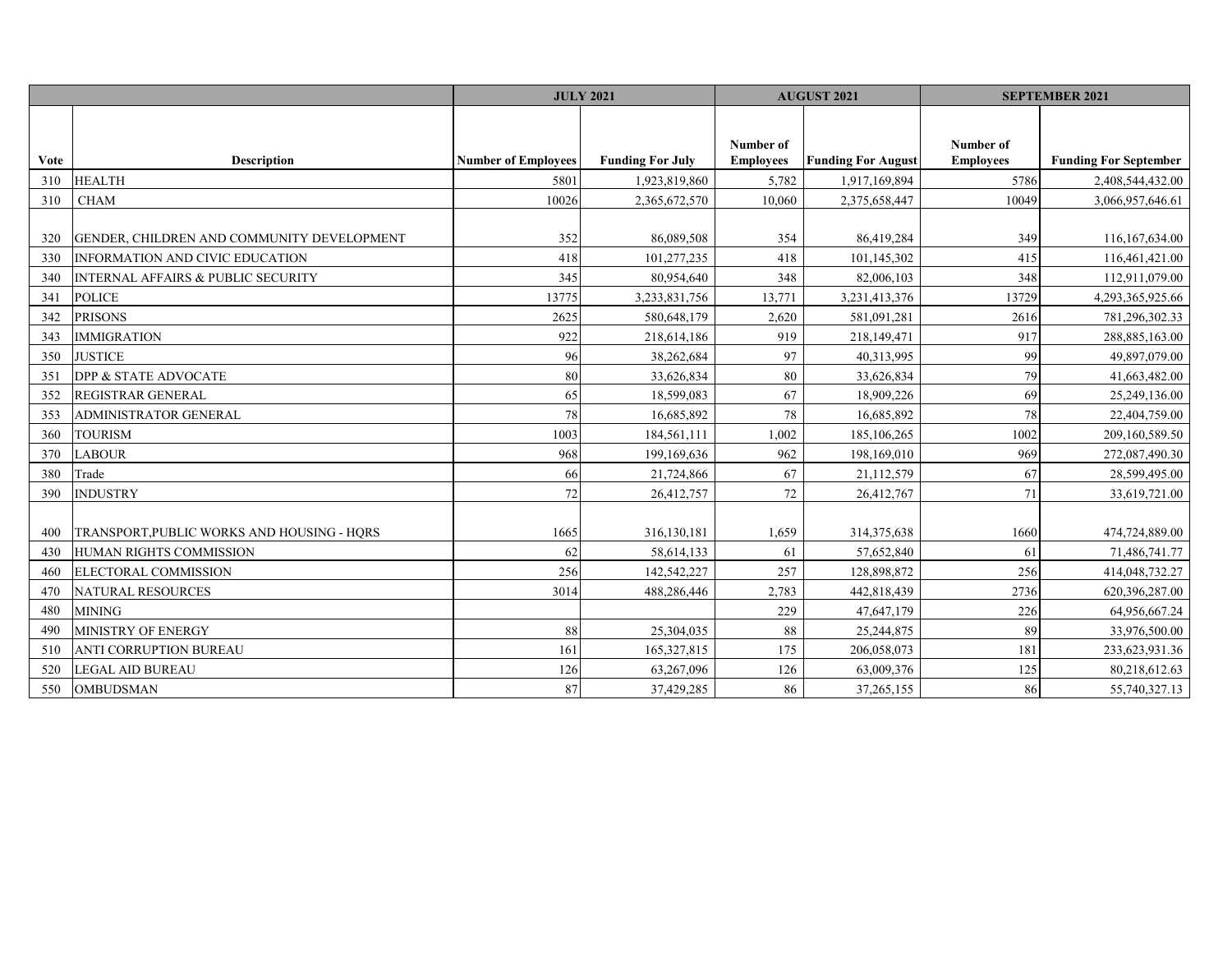| Vote | Description | JULY 2021 | | AUGUST 2021 | | SEPTEMBER 2021 | |
|---|---|---|---|---|---|---|---|
| | | Number of Employees | Funding For July | Number of Employees | Funding For August | Number of Employees | Funding For September |
| 310 | HEALTH | 5801 | 1,923,819,860 | 5,782 | 1,917,169,894 | 5786 | 2,408,544,432.00 |
| 310 | CHAM | 10026 | 2,365,672,570 | 10,060 | 2,375,658,447 | 10049 | 3,066,957,646.61 |
| 320 | GENDER, CHILDREN AND COMMUNITY DEVELOPMENT | 352 | 86,089,508 | 354 | 86,419,284 | 349 | 116,167,634.00 |
| 330 | INFORMATION AND CIVIC EDUCATION | 418 | 101,277,235 | 418 | 101,145,302 | 415 | 116,461,421.00 |
| 340 | INTERNAL AFFAIRS & PUBLIC SECURITY | 345 | 80,954,640 | 348 | 82,006,103 | 348 | 112,911,079.00 |
| 341 | POLICE | 13775 | 3,233,831,756 | 13,771 | 3,231,413,376 | 13729 | 4,293,365,925.66 |
| 342 | PRISONS | 2625 | 580,648,179 | 2,620 | 581,091,281 | 2616 | 781,296,302.33 |
| 343 | IMMIGRATION | 922 | 218,614,186 | 919 | 218,149,471 | 917 | 288,885,163.00 |
| 350 | JUSTICE | 96 | 38,262,684 | 97 | 40,313,995 | 99 | 49,897,079.00 |
| 351 | DPP & STATE ADVOCATE | 80 | 33,626,834 | 80 | 33,626,834 | 79 | 41,663,482.00 |
| 352 | REGISTRAR GENERAL | 65 | 18,599,083 | 67 | 18,909,226 | 69 | 25,249,136.00 |
| 353 | ADMINISTRATOR GENERAL | 78 | 16,685,892 | 78 | 16,685,892 | 78 | 22,404,759.00 |
| 360 | TOURISM | 1003 | 184,561,111 | 1,002 | 185,106,265 | 1002 | 209,160,589.50 |
| 370 | LABOUR | 968 | 199,169,636 | 962 | 198,169,010 | 969 | 272,087,490.30 |
| 380 | Trade | 66 | 21,724,866 | 67 | 21,112,579 | 67 | 28,599,495.00 |
| 390 | INDUSTRY | 72 | 26,412,757 | 72 | 26,412,767 | 71 | 33,619,721.00 |
| 400 | TRANSPORT,PUBLIC WORKS AND HOUSING - HQRS | 1665 | 316,130,181 | 1,659 | 314,375,638 | 1660 | 474,724,889.00 |
| 430 | HUMAN RIGHTS COMMISSION | 62 | 58,614,133 | 61 | 57,652,840 | 61 | 71,486,741.77 |
| 460 | ELECTORAL COMMISSION | 256 | 142,542,227 | 257 | 128,898,872 | 256 | 414,048,732.27 |
| 470 | NATURAL RESOURCES | 3014 | 488,286,446 | 2,783 | 442,818,439 | 2736 | 620,396,287.00 |
| 480 | MINING | | | 229 | 47,647,179 | 226 | 64,956,667.24 |
| 490 | MINISTRY OF ENERGY | 88 | 25,304,035 | 88 | 25,244,875 | 89 | 33,976,500.00 |
| 510 | ANTI CORRUPTION BUREAU | 161 | 165,327,815 | 175 | 206,058,073 | 181 | 233,623,931.36 |
| 520 | LEGAL AID BUREAU | 126 | 63,267,096 | 126 | 63,009,376 | 125 | 80,218,612.63 |
| 550 | OMBUDSMAN | 87 | 37,429,285 | 86 | 37,265,155 | 86 | 55,740,327.13 |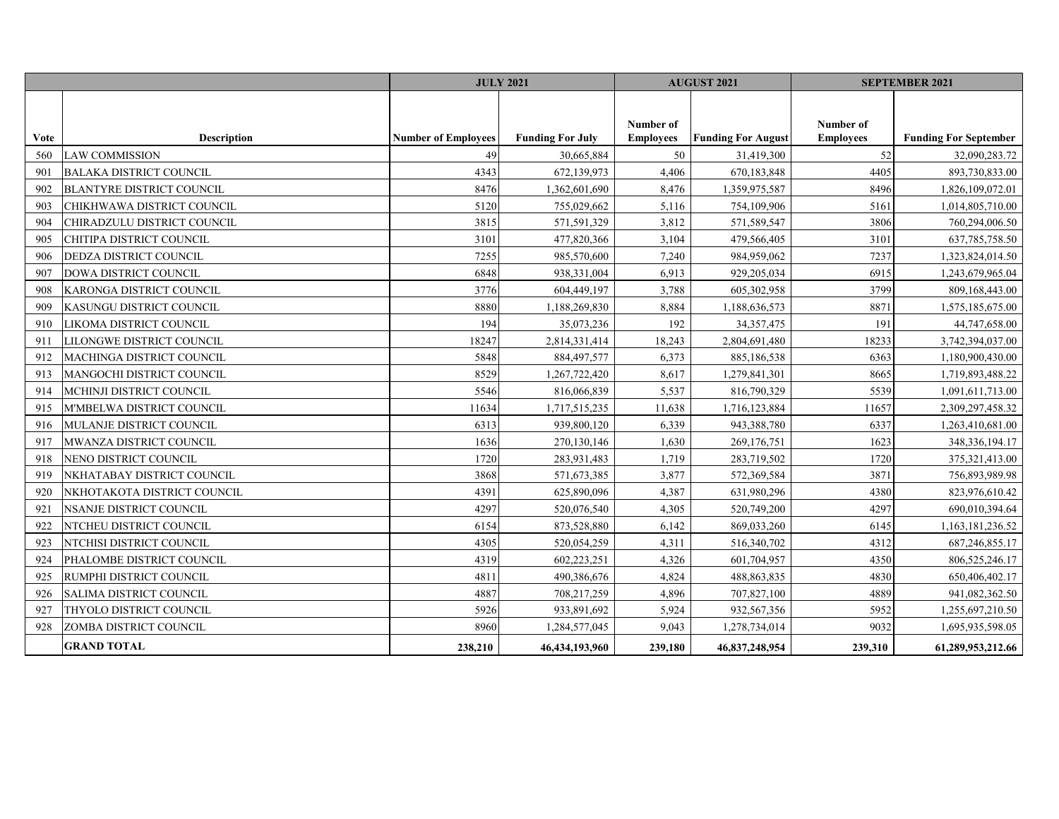| | | JULY 2021 | | AUGUST 2021 | | SEPTEMBER 2021 | |
|---|---|---|---|---|---|---|---|
| Vote | Description | Number of Employees | Funding For July | Number of Employees | Funding For August | Number of Employees | Funding For September |
| 560 | LAW COMMISSION | 49 | 30,665,884 | 50 | 31,419,300 | 52 | 32,090,283.72 |
| 901 | BALAKA DISTRICT COUNCIL | 4343 | 672,139,973 | 4,406 | 670,183,848 | 4405 | 893,730,833.00 |
| 902 | BLANTYRE DISTRICT COUNCIL | 8476 | 1,362,601,690 | 8,476 | 1,359,975,587 | 8496 | 1,826,109,072.01 |
| 903 | CHIKHWAWA DISTRICT COUNCIL | 5120 | 755,029,662 | 5,116 | 754,109,906 | 5161 | 1,014,805,710.00 |
| 904 | CHIRADZULU DISTRICT COUNCIL | 3815 | 571,591,329 | 3,812 | 571,589,547 | 3806 | 760,294,006.50 |
| 905 | CHITIPA DISTRICT COUNCIL | 3101 | 477,820,366 | 3,104 | 479,566,405 | 3101 | 637,785,758.50 |
| 906 | DEDZA DISTRICT COUNCIL | 7255 | 985,570,600 | 7,240 | 984,959,062 | 7237 | 1,323,824,014.50 |
| 907 | DOWA DISTRICT COUNCIL | 6848 | 938,331,004 | 6,913 | 929,205,034 | 6915 | 1,243,679,965.04 |
| 908 | KARONGA DISTRICT COUNCIL | 3776 | 604,449,197 | 3,788 | 605,302,958 | 3799 | 809,168,443.00 |
| 909 | KASUNGU DISTRICT COUNCIL | 8880 | 1,188,269,830 | 8,884 | 1,188,636,573 | 8871 | 1,575,185,675.00 |
| 910 | LIKOMA DISTRICT COUNCIL | 194 | 35,073,236 | 192 | 34,357,475 | 191 | 44,747,658.00 |
| 911 | LILONGWE DISTRICT COUNCIL | 18247 | 2,814,331,414 | 18,243 | 2,804,691,480 | 18233 | 3,742,394,037.00 |
| 912 | MACHINGA DISTRICT COUNCIL | 5848 | 884,497,577 | 6,373 | 885,186,538 | 6363 | 1,180,900,430.00 |
| 913 | MANGOCHI DISTRICT COUNCIL | 8529 | 1,267,722,420 | 8,617 | 1,279,841,301 | 8665 | 1,719,893,488.22 |
| 914 | MCHINJI DISTRICT COUNCIL | 5546 | 816,066,839 | 5,537 | 816,790,329 | 5539 | 1,091,611,713.00 |
| 915 | M'MBELWA DISTRICT COUNCIL | 11634 | 1,717,515,235 | 11,638 | 1,716,123,884 | 11657 | 2,309,297,458.32 |
| 916 | MULANJE DISTRICT COUNCIL | 6313 | 939,800,120 | 6,339 | 943,388,780 | 6337 | 1,263,410,681.00 |
| 917 | MWANZA DISTRICT COUNCIL | 1636 | 270,130,146 | 1,630 | 269,176,751 | 1623 | 348,336,194.17 |
| 918 | NENO DISTRICT COUNCIL | 1720 | 283,931,483 | 1,719 | 283,719,502 | 1720 | 375,321,413.00 |
| 919 | NKHATABAY DISTRICT COUNCIL | 3868 | 571,673,385 | 3,877 | 572,369,584 | 3871 | 756,893,989.98 |
| 920 | NKHOTAKOTA DISTRICT COUNCIL | 4391 | 625,890,096 | 4,387 | 631,980,296 | 4380 | 823,976,610.42 |
| 921 | NSANJE DISTRICT COUNCIL | 4297 | 520,076,540 | 4,305 | 520,749,200 | 4297 | 690,010,394.64 |
| 922 | NTCHEU DISTRICT COUNCIL | 6154 | 873,528,880 | 6,142 | 869,033,260 | 6145 | 1,163,181,236.52 |
| 923 | NTCHISI DISTRICT COUNCIL | 4305 | 520,054,259 | 4,311 | 516,340,702 | 4312 | 687,246,855.17 |
| 924 | PHALOMBE DISTRICT COUNCIL | 4319 | 602,223,251 | 4,326 | 601,704,957 | 4350 | 806,525,246.17 |
| 925 | RUMPHI DISTRICT COUNCIL | 4811 | 490,386,676 | 4,824 | 488,863,835 | 4830 | 650,406,402.17 |
| 926 | SALIMA DISTRICT COUNCIL | 4887 | 708,217,259 | 4,896 | 707,827,100 | 4889 | 941,082,362.50 |
| 927 | THYOLO DISTRICT COUNCIL | 5926 | 933,891,692 | 5,924 | 932,567,356 | 5952 | 1,255,697,210.50 |
| 928 | ZOMBA DISTRICT COUNCIL | 8960 | 1,284,577,045 | 9,043 | 1,278,734,014 | 9032 | 1,695,935,598.05 |
| | **GRAND TOTAL** | **238,210** | **46,434,193,960** | **239,180** | **46,837,248,954** | **239,310** | **61,289,953,212.66** |